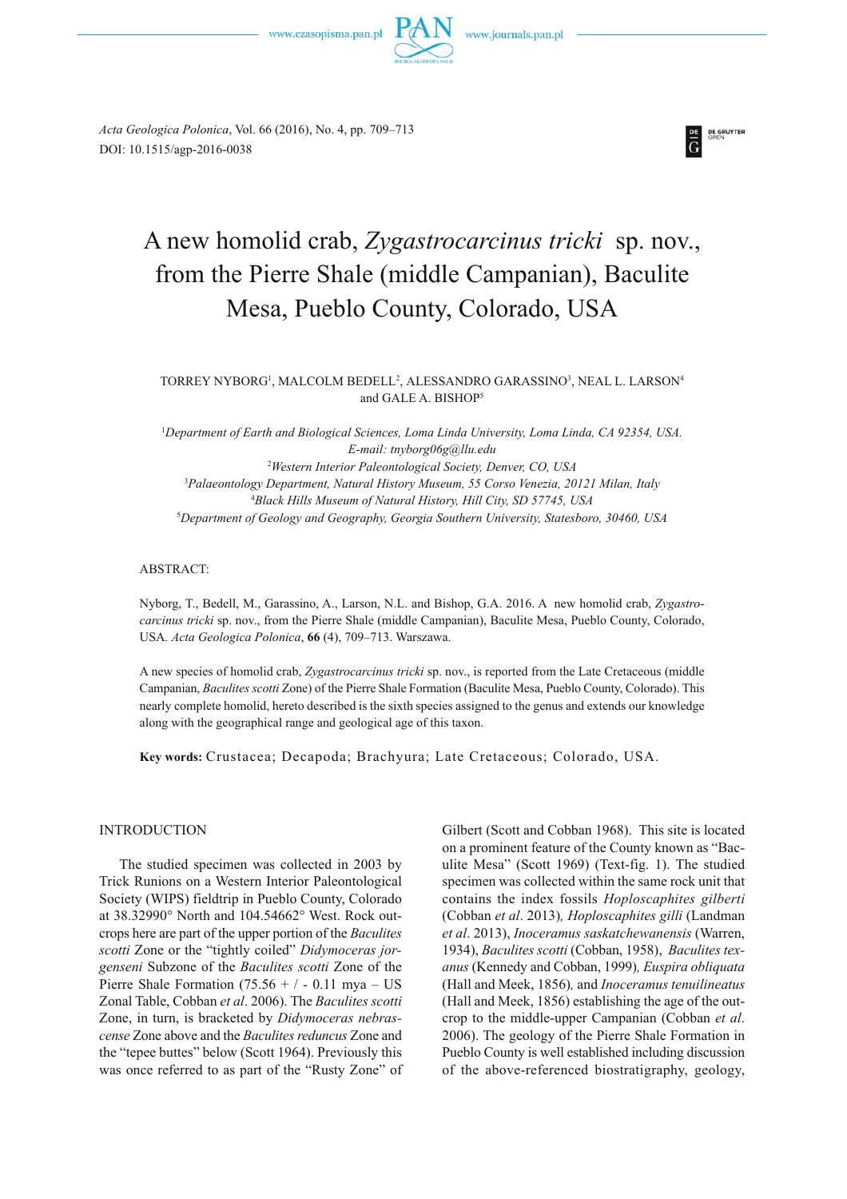Acta Geologica Polonica, Vol. 66 (2016), No. 4, pp. 709–713
DOI: 10.1515/agp-2016-0038

# A new homolid crab, *Zygastrocarcinus tricki* sp. nov., from the Pierre Shale (middle Campanian), Baculite Mesa, Pueblo County, Colorado, USA

TORREY NYBORG[1], MALCOLM BEDELL[2], ALESSANDRO GARASSINO[3], NEAL L. LARSON[4] and GALE A. BISHOP[5]

[1]*Department of Earth and Biological Sciences, Loma Linda University, Loma Linda, CA 92354, USA. E-mail: tnyborg06g@llu.edu*
[2]*Western Interior Paleontological Society, Denver, CO, USA*
[3]*Palaeontology Department, Natural History Museum, 55 Corso Venezia, 20121 Milan, Italy*
[4]*Black Hills Museum of Natural History, Hill City, SD 57745, USA*
[5]*Department of Geology and Geography, Georgia Southern University, Statesboro, 30460, USA*

ABSTRACT:

Nyborg, T., Bedell, M., Garassino, A., Larson, N.L. and Bishop, G.A. 2016. A new homolid crab, *Zygastrocarcinus tricki* sp. nov., from the Pierre Shale (middle Campanian), Baculite Mesa, Pueblo County, Colorado, USA. *Acta Geologica Polonica*, **66** (4), 709–713. Warszawa.

A new species of homolid crab, *Zygastrocarcinus tricki* sp. nov., is reported from the Late Cretaceous (middle Campanian, *Baculites scotti* Zone) of the Pierre Shale Formation (Baculite Mesa, Pueblo County, Colorado). This nearly complete homolid, hereto described is the sixth species assigned to the genus and extends our knowledge along with the geographical range and geological age of this taxon.

**Key words:** Crustacea; Decapoda; Brachyura; Late Cretaceous; Colorado, USA.

## INTRODUCTION

The studied specimen was collected in 2003 by Trick Runions on a Western Interior Paleontological Society (WIPS) fieldtrip in Pueblo County, Colorado at 38.32990° North and 104.54662° West. Rock outcrops here are part of the upper portion of the *Baculites scotti* Zone or the "tightly coiled" *Didymoceras jorgenseni* Subzone of the *Baculites scotti* Zone of the Pierre Shale Formation (75.56 + / - 0.11 mya – US Zonal Table, Cobban *et al*. 2006). The *Baculites scotti* Zone, in turn, is bracketed by *Didymoceras nebrascense* Zone above and the *Baculites reduncus* Zone and the "tepee buttes" below (Scott 1964). Previously this was once referred to as part of the "Rusty Zone" of Gilbert (Scott and Cobban 1968). This site is located on a prominent feature of the County known as "Baculite Mesa" (Scott 1969) (Text-fig. 1). The studied specimen was collected within the same rock unit that contains the index fossils *Hoploscaphites gilberti* (Cobban *et al*. 2013)*, Hoploscaphites gilli* (Landman *et al*. 2013), *Inoceramus saskatchewanensis* (Warren, 1934), *Baculites scotti* (Cobban, 1958), *Baculites texanus* (Kennedy and Cobban, 1999)*, Euspira obliquata* (Hall and Meek, 1856)*,* and *Inoceramus tenuilineatus* (Hall and Meek, 1856) establishing the age of the outcrop to the middle-upper Campanian (Cobban *et al.* 2006). The geology of the Pierre Shale Formation in Pueblo County is well established including discussion of the above-referenced biostratigraphy, geology,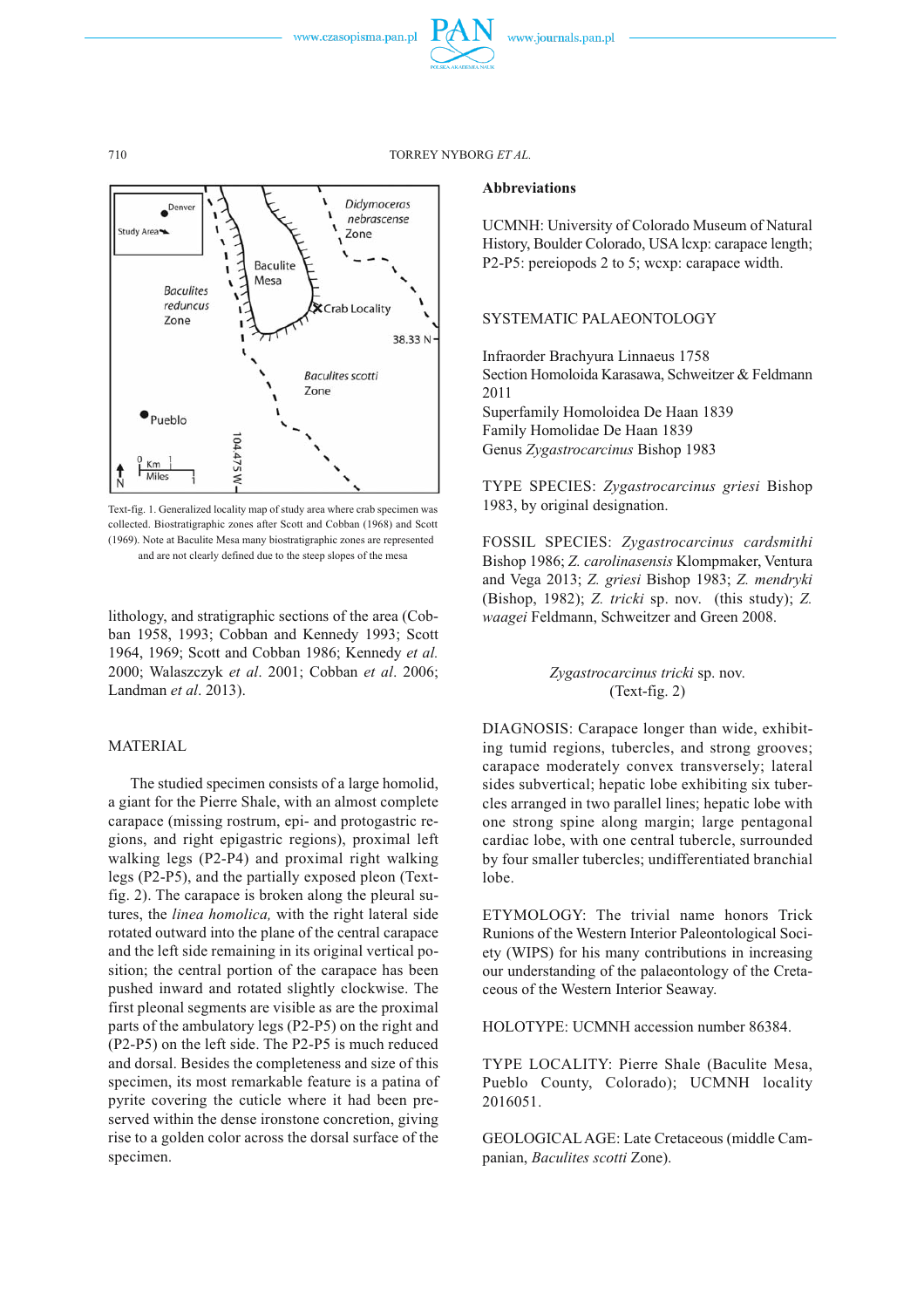Denver

Study Area

Didymoceras nebrascense Zone

Baculite Mesa

Baculites reduncus Zone

Crab Locality

38.33 N

Baculites scotti Zone

Pueblo

104.475 W

0 Km 1

Miles 1

N

Text-fig. 1. Generalized locality map of study area where crab specimen was collected. Biostratigraphic zones after Scott and Cobban (1968) and Scott (1969). Note at Baculite Mesa many biostratigraphic zones are represented and are not clearly defined due to the steep slopes of the mesa

lithology, and stratigraphic sections of the area (Cobban 1958, 1993; Cobban and Kennedy 1993; Scott 1964, 1969; Scott and Cobban 1986; Kennedy *et al.* 2000; Walaszczyk *et al.* 2001; Cobban *et al.* 2006; Landman *et al.* 2013).

## MATERIAL

The studied specimen consists of a large homolid, a giant for the Pierre Shale, with an almost complete carapace (missing rostrum, epi- and protogastric regions, and right epigastric regions), proximal left walking legs (P2-P4) and proximal right walking legs (P2-P5), and the partially exposed pleon (Text-fig. 2). The carapace is broken along the pleural sutures, the *linea homolica,* with the right lateral side rotated outward into the plane of the central carapace and the left side remaining in its original vertical position; the central portion of the carapace has been pushed inward and rotated slightly clockwise. The first pleonal segments are visible as are the proximal parts of the ambulatory legs (P2-P5) on the right and (P2-P5) on the left side. The P2-P5 is much reduced and dorsal. Besides the completeness and size of this specimen, its most remarkable feature is a patina of pyrite covering the cuticle where it had been preserved within the dense ironstone concretion, giving rise to a golden color across the dorsal surface of the specimen.

### Abbreviations

UCMNH: University of Colorado Museum of Natural History, Boulder Colorado, USA lcxp: carapace length; P2-P5: pereiopods 2 to 5; wcxp: carapace width.

## SYSTEMATIC PALAEONTOLOGY

Infraorder Brachyura Linnaeus 1758
Section Homoloida Karasawa, Schweitzer & Feldmann 2011
Superfamily Homoloidea De Haan 1839
Family Homolidae De Haan 1839
Genus *Zygastrocarcinus* Bishop 1983

TYPE SPECIES: *Zygastrocarcinus griesi* Bishop 1983, by original designation.

FOSSIL SPECIES: *Zygastrocarcinus cardsmithi* Bishop 1986; *Z. carolinasensis* Klompmaker, Ventura and Vega 2013; *Z. griesi* Bishop 1983; *Z. mendryki* (Bishop, 1982); *Z. tricki* sp. nov. (this study); *Z. waagei* Feldmann, Schweitzer and Green 2008.

*Zygastrocarcinus tricki* sp. nov.
(Text-fig. 2)

DIAGNOSIS: Carapace longer than wide, exhibiting tumid regions, tubercles, and strong grooves; carapace moderately convex transversely; lateral sides subvertical; hepatic lobe exhibiting six tubercles arranged in two parallel lines; hepatic lobe with one strong spine along margin; large pentagonal cardiac lobe, with one central tubercle, surrounded by four smaller tubercles; undifferentiated branchial lobe.

ETYMOLOGY: The trivial name honors Trick Runions of the Western Interior Paleontological Society (WIPS) for his many contributions in increasing our understanding of the palaeontology of the Cretaceous of the Western Interior Seaway.

HOLOTYPE: UCMNH accession number 86384.

TYPE LOCALITY: Pierre Shale (Baculite Mesa, Pueblo County, Colorado); UCMNH locality 2016051.

GEOLOGICAL AGE: Late Cretaceous (middle Campanian, *Baculites scotti* Zone).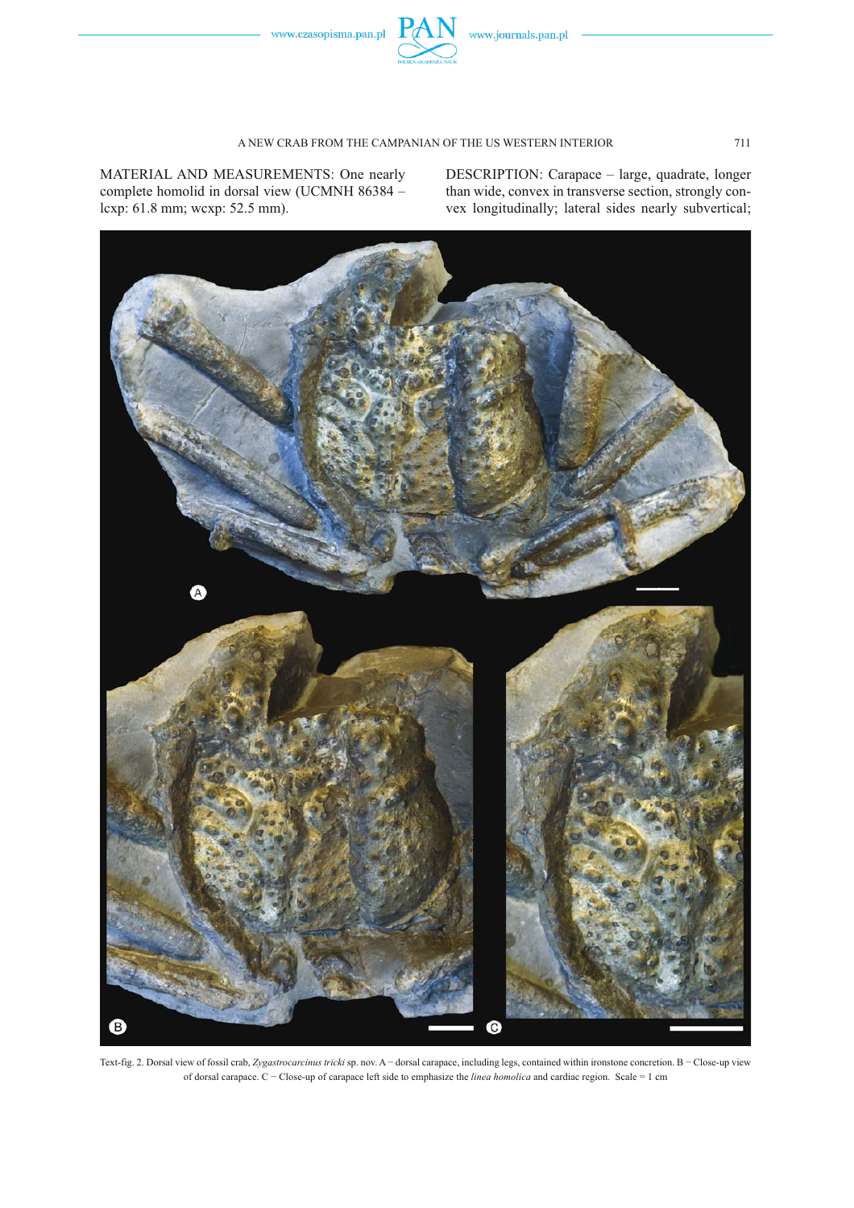MATERIAL AND MEASUREMENTS: One nearly complete homolid in dorsal view (UCMNH 86384 – lcxp: 61.8 mm; wcxp: 52.5 mm).

DESCRIPTION: Carapace – large, quadrate, longer than wide, convex in transverse section, strongly convex longitudinally; lateral sides nearly subvertical;

A

B

C

Text-fig. 2. Dorsal view of fossil crab, *Zygastrocarcinus tricki* sp. nov. A – dorsal carapace, including legs, contained within ironstone concretion. B – Close-up view of dorsal carapace. C – Close-up of carapace left side to emphasize the *linea homolica* and cardiac region. Scale = 1 cm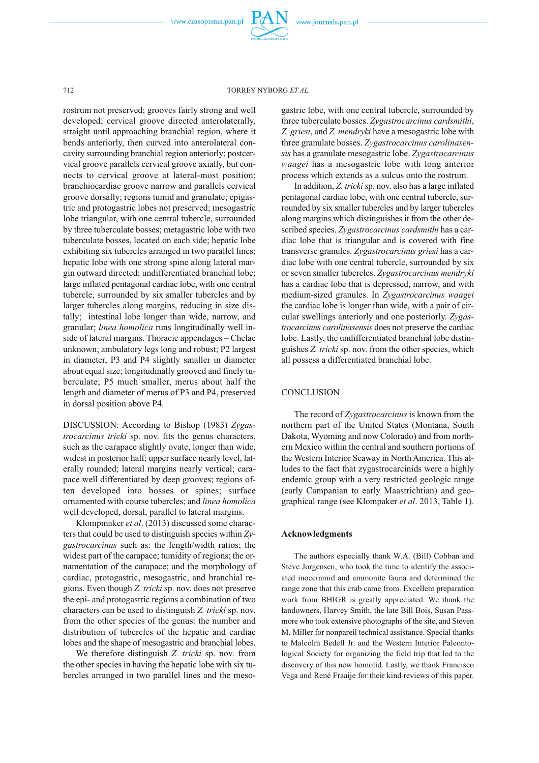rostrum not preserved; grooves fairly strong and well developed; cervical groove directed anterolaterally, straight until approaching branchial region, where it bends anteriorly, then curved into anterolateral concavity surrounding branchial region anteriorly; postcervical groove parallels cervical groove axially, but connects to cervical groove at lateral-most position; branchiocardiac groove narrow and parallels cervical groove dorsally; regions tumid and granulate; epigastric and protogastric lobes not preserved; mesogastric lobe triangular, with one central tubercle, surrounded by three tuberculate bosses; metagastric lobe with two tuberculate bosses, located on each side; hepatic lobe exhibiting six tubercles arranged in two parallel lines; hepatic lobe with one strong spine along lateral margin outward directed; undifferentiated branchial lobe; large inflated pentagonal cardiac lobe, with one central tubercle, surrounded by six smaller tubercles and by larger tubercles along margins, reducing in size distally; intestinal lobe longer than wide, narrow, and granular; *linea homolica* runs longitudinally well inside of lateral margins. Thoracic appendages – Chelae unknown; ambulatory legs long and robust; P2 largest in diameter, P3 and P4 slightly smaller in diameter about equal size; longitudinally grooved and finely tuberculate; P5 much smaller, merus about half the length and diameter of merus of P3 and P4, preserved in dorsal position above P4.

DISCUSSION: According to Bishop (1983) *Zygastrocarcinus tricki* sp. nov. fits the genus characters, such as the carapace slightly ovate, longer than wide, widest in posterior half; upper surface nearly level, laterally rounded; lateral margins nearly vertical; carapace well differentiated by deep grooves; regions often developed into bosses or spines; surface ornamented with course tubercles; and *linea homolica* well developed, dorsal, parallel to lateral margins.

Klompmaker *et al*. (2013) discussed some characters that could be used to distinguish species within *Zygastrocarcinus* such as: the length/width ratios; the widest part of the carapace; tumidity of regions; the ornamentation of the carapace; and the morphology of cardiac, protogastric, mesogastric, and branchial regions. Even though *Z. tricki* sp. nov. does not preserve the epi- and protogastric regions a combination of two characters can be used to distinguish *Z. tricki* sp. nov. from the other species of the genus: the number and distribution of tubercles of the hepatic and cardiac lobes and the shape of mesogastric and branchial lobes.

We therefore distinguish *Z. tricki* sp. nov. from the other species in having the hepatic lobe with six tubercles arranged in two parallel lines and the mesogastric lobe, with one central tubercle, surrounded by three tuberculate bosses. *Zygastrocarcinus cardsmithi*, *Z. griesi*, and *Z. mendryki* have a mesogastric lobe with three granulate bosses. *Zygastrocarcinus carolinasensis* has a granulate mesogastric lobe. *Zygastrocarcinus waagei* has a mesogastric lobe with long anterior process which extends as a sulcus onto the rostrum.

In addition, *Z. tricki* sp. nov. also has a large inflated pentagonal cardiac lobe, with one central tubercle, surrounded by six smaller tubercles and by larger tubercles along margins which distinguishes it from the other described species. *Zygastrocarcinus cardsmithi* has a cardiac lobe that is triangular and is covered with fine transverse granules. *Zygastrocarcinus griesi* has a cardiac lobe with one central tubercle, surrounded by six or seven smaller tubercles. *Zygastrocarcinus mendryki* has a cardiac lobe that is depressed, narrow, and with medium-sized granules. In *Zygastrocarcinus waagei* the cardiac lobe is longer than wide, with a pair of circular swellings anteriorly and one posteriorly. *Zygastrocarcinus carolinasensis* does not preserve the cardiac lobe. Lastly, the undifferentiated branchial lobe distinguishes *Z. tricki* sp. nov. from the other species, which all possess a differentiated branchial lobe.

## CONCLUSION

The record of *Zygastrocarcinus* is known from the northern part of the United States (Montana, South Dakota, Wyoming and now Colorado) and from northern Mexico within the central and southern portions of the Western Interior Seaway in North America. This alludes to the fact that zygastrocarcinids were a highly endemic group with a very restricted geologic range (early Campanian to early Maastrichtian) and geographical range (see Klompaker *et al*. 2013, Table 1).

## Acknowledgments

The authors especially thank W.A. (Bill) Cobban and Steve Jorgensen, who took the time to identify the associated inoceramid and ammonite fauna and determined the range zone that this crab came from. Excellent preparation work from BHIGR is greatly appreciated. We thank the landowners, Harvey Smith, the late Bill Bois, Susan Passmore who took extensive photographs of the site, and Steven M. Miller for nonpareil technical assistance. Special thanks to Malcolm Bedell Jr. and the Western Interior Paleontological Society for organizing the field trip that led to the discovery of this new homolid. Lastly, we thank Francisco Vega and René Fraaije for their kind reviews of this paper.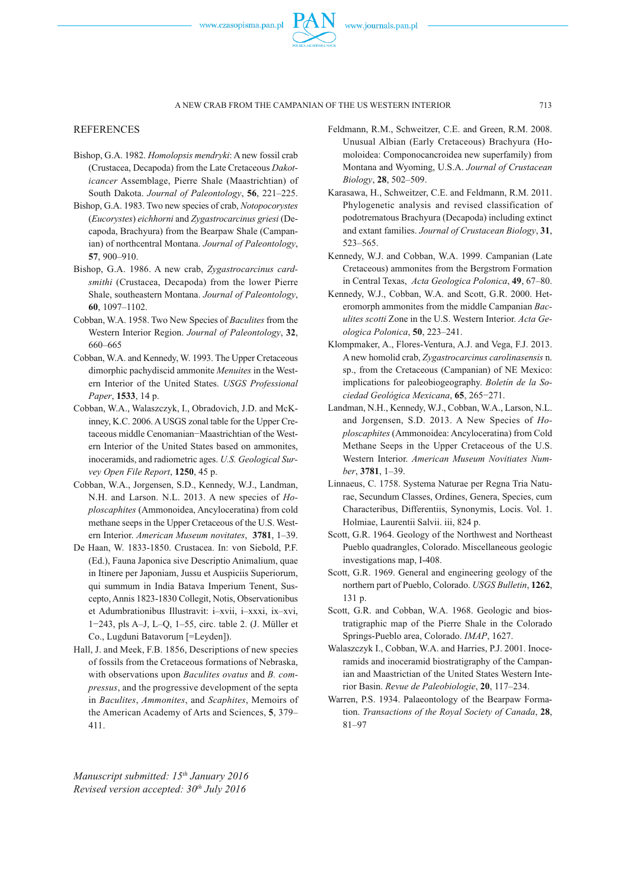## REFERENCES

Bishop, G.A. 1982. *Homolopsis mendryki*: A new fossil crab (Crustacea, Decapoda) from the Late Cretaceous *Dakoticancer* Assemblage, Pierre Shale (Maastrichtian) of South Dakota. *Journal of Paleontology*, **56**, 221–225.

Bishop, G.A. 1983. Two new species of crab, *Notopocorystes* (*Eucorystes*) *eichhorni* and *Zygastrocarcinus griesi* (Decapoda, Brachyura) from the Bearpaw Shale (Campanian) of northcentral Montana. *Journal of Paleontology*, **57**, 900–910.

Bishop, G.A. 1986. A new crab, *Zygastrocarcinus cardsmithi* (Crustacea, Decapoda) from the lower Pierre Shale, southeastern Montana. *Journal of Paleontology*, **60**, 1097–1102.

Cobban, W.A. 1958. Two New Species of *Baculites* from the Western Interior Region. *Journal of Paleontology*, **32**, 660–665

Cobban, W.A. and Kennedy, W. 1993. The Upper Cretaceous dimorphic pachydiscid ammonite *Menuites* in the Western Interior of the United States. *USGS Professional Paper*, **1533**, 14 p.

Cobban, W.A., Walaszczyk, I., Obradovich, J.D. and McKinney, K.C. 2006. A USGS zonal table for the Upper Cretaceous middle Cenomanian−Maastrichtian of the Western Interior of the United States based on ammonites, inoceramids, and radiometric ages. *U.S. Geological Survey Open File Report*, **1250**, 45 p.

Cobban, W.A., Jorgensen, S.D., Kennedy, W.J., Landman, N.H. and Larson. N.L. 2013. A new species of *Hoploscaphites* (Ammonoidea, Ancyloceratina) from cold methane seeps in the Upper Cretaceous of the U.S. Western Interior. *American Museum novitates*, **3781**, 1–39.

De Haan, W. 1833-1850. Crustacea. In: von Siebold, P.F. (Ed.), Fauna Japonica sive Descriptio Animalium, quae in Itinere per Japoniam, Jussu et Auspiciis Superiorum, qui summum in India Batava Imperium Tenent, Suscepto, Annis 1823-1830 Collegit, Notis, Observationibus et Adumbrationibus Illustravit: i–xvii, i–xxxi, ix–xvi, 1−243, pls A–J, L–Q, 1–55, circ. table 2. (J. Müller et Co., Lugduni Batavorum [=Leyden]).

Hall, J. and Meek, F.B. 1856, Descriptions of new species of fossils from the Cretaceous formations of Nebraska, with observations upon *Baculites ovatus* and *B. compressus*, and the progressive development of the septa in *Baculites*, *Ammonites*, and *Scaphites*, Memoirs of the American Academy of Arts and Sciences, **5**, 379–411.

Feldmann, R.M., Schweitzer, C.E. and Green, R.M. 2008. Unusual Albian (Early Cretaceous) Brachyura (Homoloidea: Componocancroidea new superfamily) from Montana and Wyoming, U.S.A. *Journal of Crustacean Biology*, **28**, 502–509.

Karasawa, H., Schweitzer, C.E. and Feldmann, R.M. 2011. Phylogenetic analysis and revised classification of podotrematous Brachyura (Decapoda) including extinct and extant families. *Journal of Crustacean Biology*, **31**, 523–565.

Kennedy, W.J. and Cobban, W.A. 1999. Campanian (Late Cretaceous) ammonites from the Bergstrom Formation in Central Texas, *Acta Geologica Polonica*, **49**, 67–80.

Kennedy, W.J., Cobban, W.A. and Scott, G.R. 2000. Heteromorph ammonites from the middle Campanian *Baculites scotti* Zone in the U.S. Western Interior. *Acta Geologica Polonica*, **50**, 223–241.

Klompmaker, A., Flores-Ventura, A.J. and Vega, F.J. 2013. A new homolid crab, *Zygastrocarcinus carolinasensis* n. sp., from the Cretaceous (Campanian) of NE Mexico: implications for paleobiogeography. *Boletín de la Sociedad Geológica Mexicana*, **65**, 265−271.

Landman, N.H., Kennedy, W.J., Cobban, W.A., Larson, N.L. and Jorgensen, S.D. 2013. A New Species of *Hoploscaphites* (Ammonoidea: Ancyloceratina) from Cold Methane Seeps in the Upper Cretaceous of the U.S. Western Interior. *American Museum Novitiates Number*, **3781**, 1–39.

Linnaeus, C. 1758. Systema Naturae per Regna Tria Naturae, Secundum Classes, Ordines, Genera, Species, cum Characteribus, Differentiis, Synonymis, Locis. Vol. 1. Holmiae, Laurentii Salvii. iii, 824 p.

Scott, G.R. 1964. Geology of the Northwest and Northeast Pueblo quadrangles, Colorado. Miscellaneous geologic investigations map, I-408.

Scott, G.R. 1969. General and engineering geology of the northern part of Pueblo, Colorado. *USGS Bulletin*, **1262**, 131 p.

Scott, G.R. and Cobban, W.A. 1968. Geologic and biostratigraphic map of the Pierre Shale in the Colorado Springs-Pueblo area, Colorado. *IMAP*, 1627.

Walaszczyk I., Cobban, W.A. and Harries, P.J. 2001. Inoceramids and inoceramid biostratigraphy of the Campanian and Maastrichtian of the United States Western Interior Basin. *Revue de Paleobiologie*, **20**, 117–234.

Warren, P.S. 1934. Palaeontology of the Bearpaw Formation. *Transactions of the Royal Society of Canada*, **28**, 81–97

*Manuscript submitted: 15th January 2016*
*Revised version accepted: 30th July 2016*